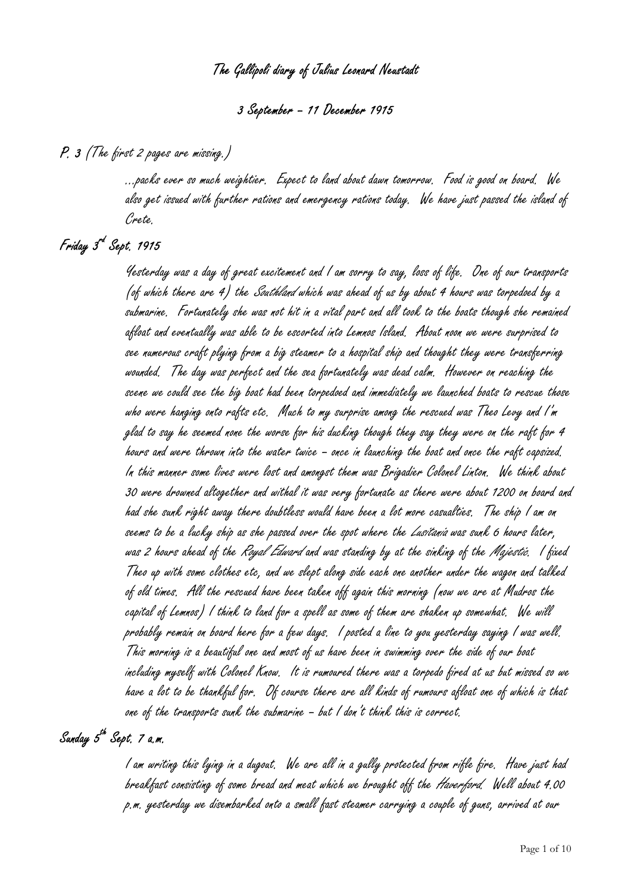# The Gallipoli diary of Julius Leonard Neustadt

## 3 September – 11 December 1915

### P. 3 (The first 2 pages are missing.)

…packs ever so much weightier. Expect to land about dawn tomorrow. Food is good on board. We also get issued with further rations and emergency rations today. We have just passed the island of Crete.

### Friday 3rd Sept. 1915

Yesterday was a day of great excitement and I am sorry to say, loss of life. One of our transports (of which there are 4) the *Southland* which was ahead of us by about 4 hours was torpedoed by a submarine. Fortunately she was not hit in a vital part and all took to the boats though she remained afloat and eventually was able to be escorted into Lemnos Island. About noon we were surprised to see numerous craft plying from a big steamer to a hospital ship and thought they were transferring wounded. The day was perfect and the sea fortunately was dead calm. However on reaching the scene we could see the big boat had been torpedoed and immediately we launched boats to rescue those who were hanging onto rafts etc. Much to my surprise among the rescued was Theo Levy and I'm glad to say he seemed none the worse for his ducking though they say they were on the raft for 4 hours and were thrown into the water twice – once in launching the boat and once the raft capsized. In this manner some lives were lost and amongst them was Brigadier Colonel Linton. We think about 30 were drowned altogether and withal it was very fortunate as there were about 1200 on board and had she sunk right away there doubtless would have been a lot more casualties. The ship I am on seems to be a lucky ship as she passed over the spot where the *Lusitania* was sunk 6 hours later, was 2 hours ahead of the *Royal Edward* and was standing by at the sinking of the *Majestic*. I fixed Theo up with some clothes etc, and we slept along side each one another under the wagon and talked of old times. All the rescued have been taken off again this morning (now we are at Mudros the capital of Lemnos) I think to land for a spell as some of them are shaken up somewhat. We will probably remain on board here for a few days. I posted a line to you yesterday saying I was well. This morning is a beautiful one and most of us have been in swimming over the side of our boat including myself with Colonel Know. It is rumoured there was a torpedo fired at us but missed so we have a lot to be thankful for. Of course there are all kinds of rumours afloat one of which is that one of the transports sunk the submarine – but I don't think this is correct.

### Sunday 5th Sept. 7 a.m.

I am writing this lying in a dugout. We are all in a gully protected from rifle fire. Have just had breakfast consisting of some bread and meat which we brought off the *Haverford*. Well about 4.00 p.m. yesterday we disembarked onto a small fast steamer carrying a couple of guns, arrived at our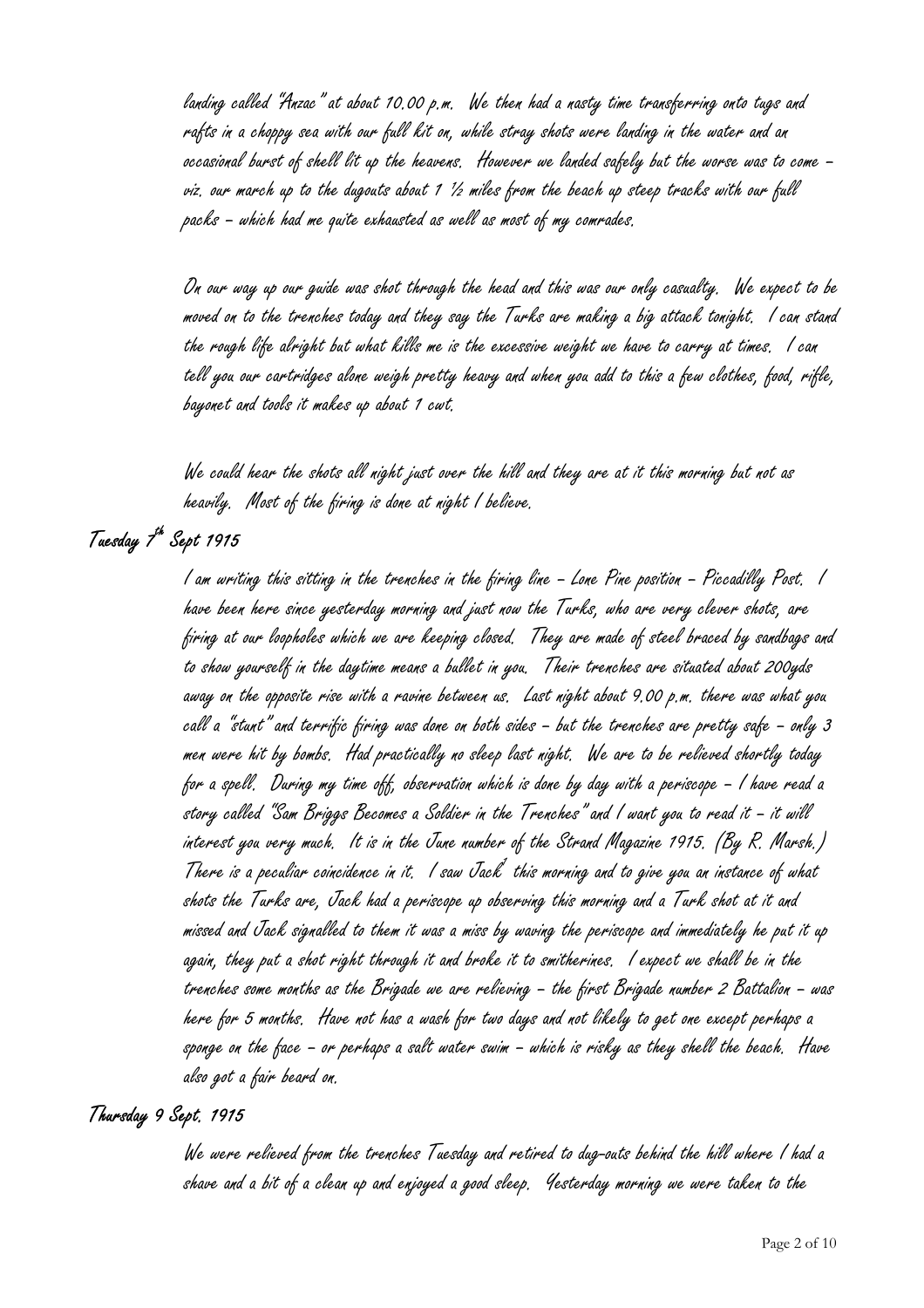landing called "Anzac" at about 10.00 p.m. We then had a nasty time transferring onto tugs and rafts in a choppy sea with our full kit on, while stray shots were landing in the water and an occasional burst of shell lit up the heavens. However we landed safely but the worse was to come – viz. our march up to the dugouts about 1 ½ miles from the beach up steep tracks with our full packs – which had me quite exhausted as well as most of my comrades.

On our way up our guide was shot through the head and this was our only casualty. We expect to be moved on to the trenches today and they say the Turks are making a big attack tonight. I can stand the rough life alright but what kills me is the excessive weight we have to carry at times. I can tell you our cartridges alone weigh pretty heavy and when you add to this a few clothes, food, rifle, bayonet and tools it makes up about 1 cwt.

We could hear the shots all night just over the hill and they are at it this morning but not as heavily. Most of the firing is done at night I believe.

### Tuesday 7th Sept 1915

I am writing this sitting in the trenches in the firing line – Lone Pine position – Piccadilly Post. I have been here since yesterday morning and just now the Turks, who are very clever shots, are firing at our loopholes which we are keeping closed. They are made of steel braced by sandbags and to show yourself in the daytime means a bullet in you. Their trenches are situated about 200yds away on the opposite rise with a ravine between us. Last night about 9.00 p.m. there was what you call a "stunt" and terrific firing was done on both sides – but the trenches are pretty safe – only 3 men were hit by bombs. Had practically no sleep last night. We are to be relieved shortly today for a spell. During my time off, observation which is done by day with a periscope – I have read a story called "Sam Briggs Becomes a Soldier in the Trenches" and I want you to read it – it will interest you very much. It is in the June number of the Strand Magazine 1915. (By R. Marsh.) There is a peculiar coincidence in it. I saw Jack[2] this morning and to give you an instance of what shots the Turks are, Jack had a periscope up observing this morning and a Turk shot at it and missed and Jack signalled to them it was a miss by waving the periscope and immediately he put it up again, they put a shot right through it and broke it to smitherines. I expect we shall be in the trenches some months as the Brigade we are relieving – the first Brigade number 2 Battalion – was here for 5 months. Have not has a wash for two days and not likely to get one except perhaps a sponge on the face – or perhaps a salt water swim – which is risky as they shell the beach. Have also got a fair beard on.

### Thursday 9 Sept. 1915

We were relieved from the trenches Tuesday and retired to dug-outs behind the hill where I had a shave and a bit of a clean up and enjoyed a good sleep. Yesterday morning we were taken to the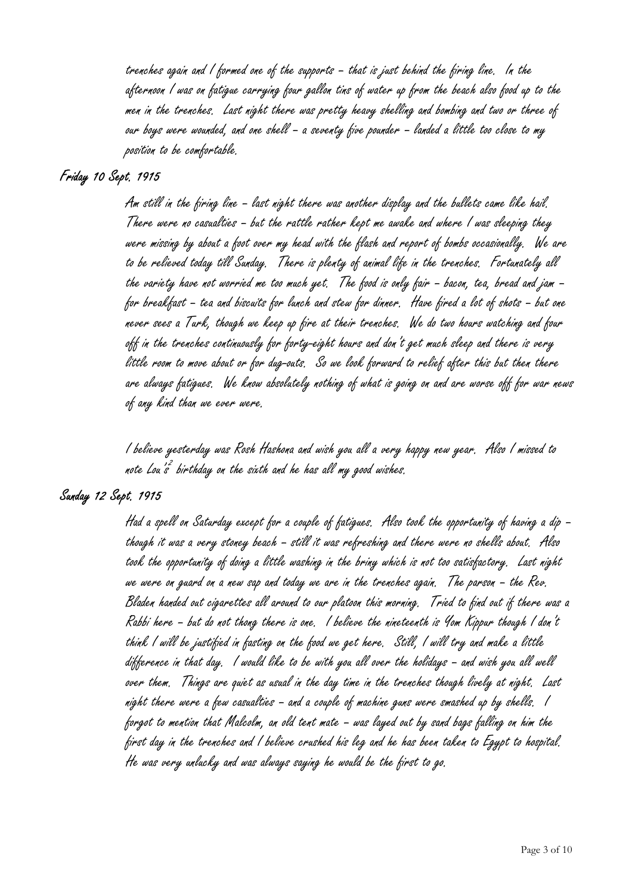trenches again and I formed one of the supports – that is just behind the firing line. In the afternoon I was on fatigue carrying four gallon tins of water up from the beach also food up to the men in the trenches. Last night there was pretty heavy shelling and bombing and two or three of our boys were wounded, and one shell – a seventy five pounder – landed a little too close to my position to be comfortable.

## Friday 10 Sept. 1915

Am still in the firing line – last night there was another display and the bullets came like hail. There were no casualties – but the rattle rather kept me awake and where I was sleeping they were missing by about a foot over my head with the flash and report of bombs occasionally. We are to be relieved today till Sunday. There is plenty of animal life in the trenches. Fortunately all the variety have not worried me too much yet. The food is only fair – bacon, tea, bread and jam – for breakfast – tea and biscuits for lunch and stew for dinner. Have fired a lot of shots – but one never sees a Turk, though we keep up fire at their trenches. We do two hours watching and four off in the trenches continuously for forty-eight hours and don't get much sleep and there is very little room to move about or for dug-outs. So we look forward to relief after this but then there are always fatigues. We know absolutely nothing of what is going on and are worse off for war news of any kind than we ever were.

I believe yesterday was Rosh Hashona and wish you all a very happy new year. Also I missed to note Lou's[2] birthday on the sixth and he has all my good wishes.

## Sunday 12 Sept. 1915

Had a spell on Saturday except for a couple of fatigues. Also took the opportunity of having a dip – though it was a very stoney beach – still it was refreshing and there were no shells about. Also took the opportunity of doing a little washing in the briny which is not too satisfactory. Last night we were on guard on a new sap and today we are in the trenches again. The parson – the Rev. Bladen handed out cigarettes all around to our platoon this morning. Tried to find out if there was a Rabbi here – but do not thong there is one. I believe the nineteenth is Yom Kippur though I don't think I will be justified in fasting on the food we get here. Still, I will try and make a little difference in that day. I would like to be with you all over the holidays – and wish you all well over them. Things are quiet as usual in the day time in the trenches though lively at night. Last night there were a few casualties – and a couple of machine guns were smashed up by shells. I forgot to mention that Malcolm, an old tent mate – was layed out by sand bags falling on him the first day in the trenches and I believe crushed his leg and he has been taken to Egypt to hospital. He was very unlucky and was always saying he would be the first to go.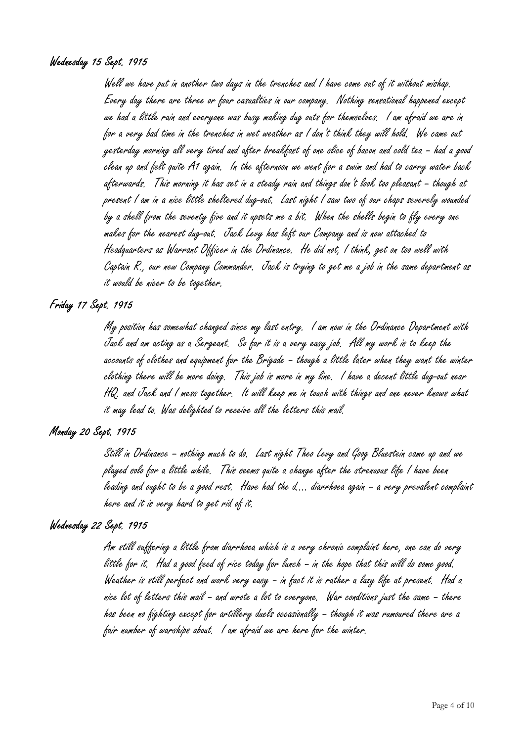### Wednesday 15 Sept. 1915

Well we have put in another two days in the trenches and I have come out of it without mishap. Every day there are three or four casualties in our company. Nothing sensational happened except we had a little rain and everyone was busy making dug outs for themselves. I am afraid we are in for a very bad time in the trenches in wet weather as I don't think they will hold. We came out yesterday morning all very tired and after breakfast of one slice of bacon and cold tea – had a good clean up and felt quite A1 again. In the afternoon we went for a swim and had to carry water back afterwards. This morning it has set in a steady rain and things don't look too pleasant – though at present I am in a nice little sheltered dug-out. Last night I saw two of our chaps severely wounded by a shell from the seventy five and it upsets me a bit. When the shells begin to fly every one makes for the nearest dug-out. Jack Levy has left our Company and is now attached to Headquarters as Warrant Officer in the Ordinance. He did not, I think, get on too well with Captain R., our new Company Commander. Jack is trying to get me a job in the same department as it would be nicer to be together.

### Friday 17 Sept. 1915

My position has somewhat changed since my last entry. I am now in the Ordinance Department with Jack and am acting as a Sergeant. So far it is a very easy job. All my work is to keep the accounts of clothes and equipment for the Brigade – though a little later when they want the winter clothing there will be more doing. This job is more in my line. I have a decent little dug-out near HQ. and Jack and I mess together. It will keep me in touch with things and one never knows what it may lead to. Was delighted to receive all the letters this mail.

### Monday 20 Sept. 1915

Still in Ordinance – nothing much to do. Last night Theo Levy and Goog Bluestein came up and we played solo for a little while. This seems quite a change after the strenuous life I have been leading and ought to be a good rest. Have had the d…. diarrhoea again – a very prevalent complaint here and it is very hard to get rid of it.

### Wednesday 22 Sept. 1915

Am still suffering a little from diarrhoea which is a very chronic complaint here, one can do very little for it. Had a good feed of rice today for lunch – in the hope that this will do some good. Weather is still perfect and work very easy – in fact it is rather a lazy life at present. Had a nice lot of letters this mail – and wrote a lot to everyone. War conditions just the same – there has been no fighting except for artillery duels occasionally – though it was rumoured there are a fair number of warships about. I am afraid we are here for the winter.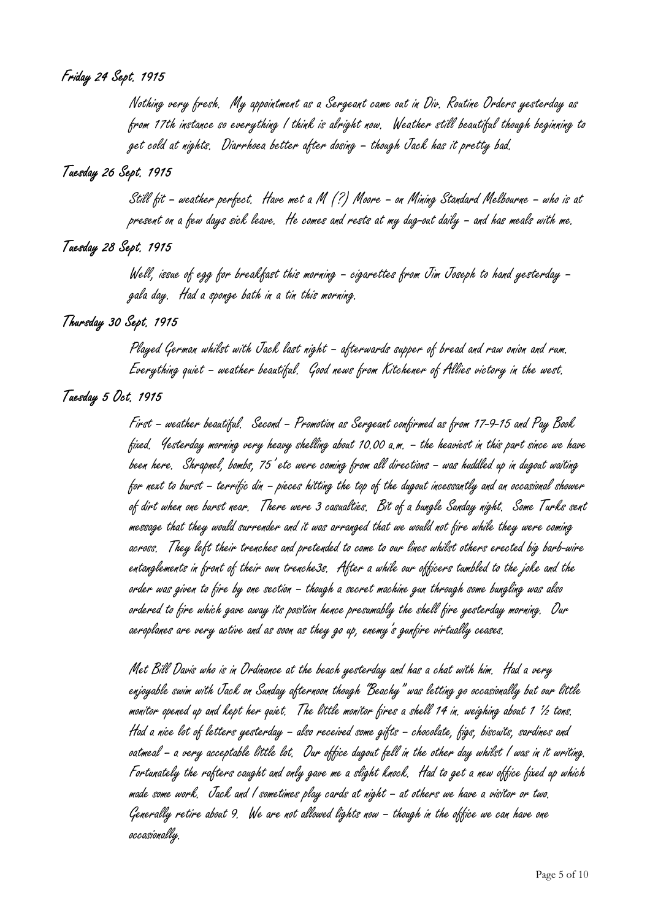**Friday 24 Sept. 1915**

Nothing very fresh. My appointment as a Sergeant came out in Div. Routine Orders yesterday as from 17th instance so everything I think is alright now. Weather still beautiful though beginning to get cold at nights. Diarrhoea better after dosing – though Jack has it pretty bad.

**Tuesday 26 Sept. 1915**

Still fit – weather perfect. Have met a M (?) Moore – on Mining Standard Melbourne – who is at present on a few days sick leave. He comes and rests at my dug-out daily – and has meals with me.

**Tuesday 28 Sept. 1915**

Well, issue of egg for breakfast this morning – cigarettes from Jim Joseph to hand yesterday – gala day. Had a sponge bath in a tin this morning.

**Thursday 30 Sept. 1915**

Played German whilst with Jack last night – afterwards supper of bread and raw onion and rum. Everything quiet – weather beautiful. Good news from Kitchener of Allies victory in the west.

**Tuesday 5 Oct. 1915**

First – weather beautiful. Second – Promotion as Sergeant confirmed as from 17-9-15 and Pay Book fixed. Yesterday morning very heavy shelling about 10.00 a.m. – the heaviest in this part since we have been here. Shrapnel, bombs, 75' etc were coming from all directions – was huddled up in dugout waiting for next to burst – terrific din – pieces hitting the top of the dugout incessantly and an occasional shower of dirt when one burst near. There were 3 casualties. Bit of a bungle Sunday night. Some Turks sent message that they would surrender and it was arranged that we would not fire while they were coming across. They left their trenches and pretended to come to our lines whilst others erected big barb-wire entanglements in front of their own trenche3s. After a while our officers tumbled to the joke and the order was given to fire by one section – though a secret machine gun through some bungling was also ordered to fire which gave away its position hence presumably the shell fire yesterday morning. Our aeroplanes are very active and as soon as they go up, enemy's gunfire virtually ceases.

Met Bill Davis who is in Ordinance at the beach yesterday and has a chat with him. Had a very enjoyable swim with Jack on Sunday afternoon though "Beachy" was letting go occasionally but our little monitor opened up and kept her quiet. The little monitor fires a shell 14 in. weighing about 1 ½ tons. Had a nice lot of letters yesterday – also received some gifts – chocolate, figs, biscuits, sardines and oatmeal – a very acceptable little lot. Our office dugout fell in the other day whilst I was in it writing. Fortunately the rafters caught and only gave me a slight knock. Had to get a new office fixed up which made some work. Jack and I sometimes play cards at night – at others we have a visitor or two. Generally retire about 9. We are not allowed lights now – though in the office we can have one occasionally.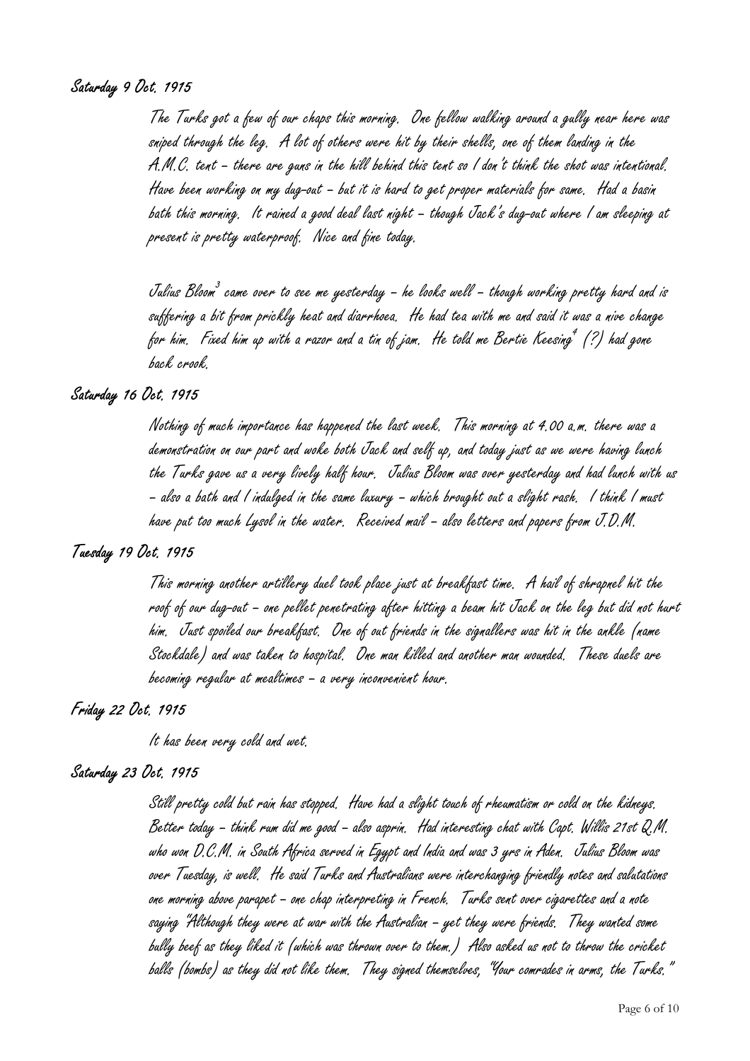**Saturday 9 Oct. 1915**

The Turks got a few of our chaps this morning. One fellow walking around a gully near here was sniped through the leg. A lot of others were hit by their shells, one of them landing in the A.M.C. tent – there are guns in the hill behind this tent so I don't think the shot was intentional. Have been working on my dug-out – but it is hard to get proper materials for same. Had a basin bath this morning. It rained a good deal last night – though Jack's dug-out where I am sleeping at present is pretty waterproof. Nice and fine today.

Julius Bloom[3] came over to see me yesterday – he looks well – though working pretty hard and is suffering a bit from prickly heat and diarrhoea. He had tea with me and said it was a nive change for him. Fixed him up with a razor and a tin of jam. He told me Bertie Keesing[4] (?) had gone back crook.

**Saturday 16 Oct. 1915**

Nothing of much importance has happened the last week. This morning at 4.00 a.m. there was a demonstration on our part and woke both Jack and self up, and today just as we were having lunch the Turks gave us a very lively half hour. Julius Bloom was over yesterday and had lunch with us – also a bath and I indulged in the same luxury – which brought out a slight rash. I think I must have put too much Lysol in the water. Received mail – also letters and papers from J.D.M.

**Tuesday 19 Oct. 1915**

This morning another artillery duel took place just at breakfast time. A hail of shrapnel hit the roof of our dug-out – one pellet penetrating after hitting a beam hit Jack on the leg but did not hurt him. Just spoiled our breakfast. One of out friends in the signallers was hit in the ankle (name Stockdale) and was taken to hospital. One man killed and another man wounded. These duels are becoming regular at mealtimes – a very inconvenient hour.

**Friday 22 Oct. 1915**

It has been very cold and wet.

**Saturday 23 Oct. 1915**

Still pretty cold but rain has stopped. Have had a slight touch of rheumatism or cold on the kidneys. Better today – think rum did me good – also asprin. Had interesting chat with Capt. Willis 21st Q.M. who won D.C.M. in South Africa served in Egypt and India and was 3 yrs in Aden. Julius Bloom was over Tuesday, is well. He said Turks and Australians were interchanging friendly notes and salutations one morning above parapet – one chap interpreting in French. Turks sent over cigarettes and a note saying "Although they were at war with the Australian – yet they were friends. They wanted some bully beef as they liked it (which was thrown over to them.) Also asked us not to throw the cricket balls (bombs) as they did not like them. They signed themselves, "Your comrades in arms, the Turks."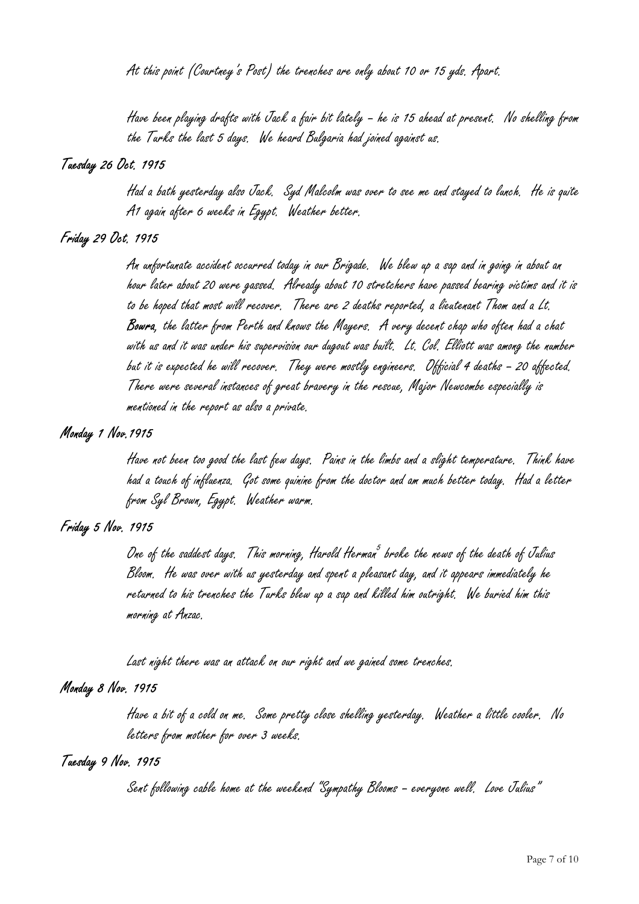At this point (Courtney's Post) the trenches are only about 10 or 15 yds. Apart.

Have been playing drafts with Jack a fair bit lately – he is 15 ahead at present. No shelling from the Turks the last 5 days. We heard Bulgaria had joined against us.

**Tuesday 26 Oct. 1915**

Had a bath yesterday also Jack. Syd Malcolm was over to see me and stayed to lunch. He is quite A1 again after 6 weeks in Egypt. Weather better.

**Friday 29 Oct. 1915**

An unfortunate accident occurred today in our Brigade. We blew up a sap and in going in about an hour later about 20 were gassed. Already about 10 stretchers have passed bearing victims and it is to be hoped that most will recover. There are 2 deaths reported, a lieutenant Thom and a Lt. **Bowra**, the latter from Perth and knows the Mayers. A very decent chap who often had a chat with us and it was under his supervision our dugout was built. Lt. Col. Elliott was among the number but it is expected he will recover. They were mostly engineers. Official 4 deaths – 20 affected. There were several instances of great bravery in the rescue, Major Newcombe especially is mentioned in the report as also a private.

**Monday 1 Nov.1915**

Have not been too good the last few days. Pains in the limbs and a slight temperature. Think have had a touch of influenza. Got some quinine from the doctor and am much better today. Had a letter from Syl Brown, Egypt. Weather warm.

**Friday 5 Nov. 1915**

One of the saddest days. This morning, Harold Herman[5] broke the news of the death of Julius Bloom. He was over with us yesterday and spent a pleasant day, and it appears immediately he returned to his trenches the Turks blew up a sap and killed him outright. We buried him this morning at Anzac.

Last night there was an attack on our right and we gained some trenches.

**Monday 8 Nov. 1915**

Have a bit of a cold on me. Some pretty close shelling yesterday. Weather a little cooler. No letters from mother for over 3 weeks.

**Tuesday 9 Nov. 1915**

Sent following cable home at the weekend "Sympathy Blooms – everyone well. Love Julius"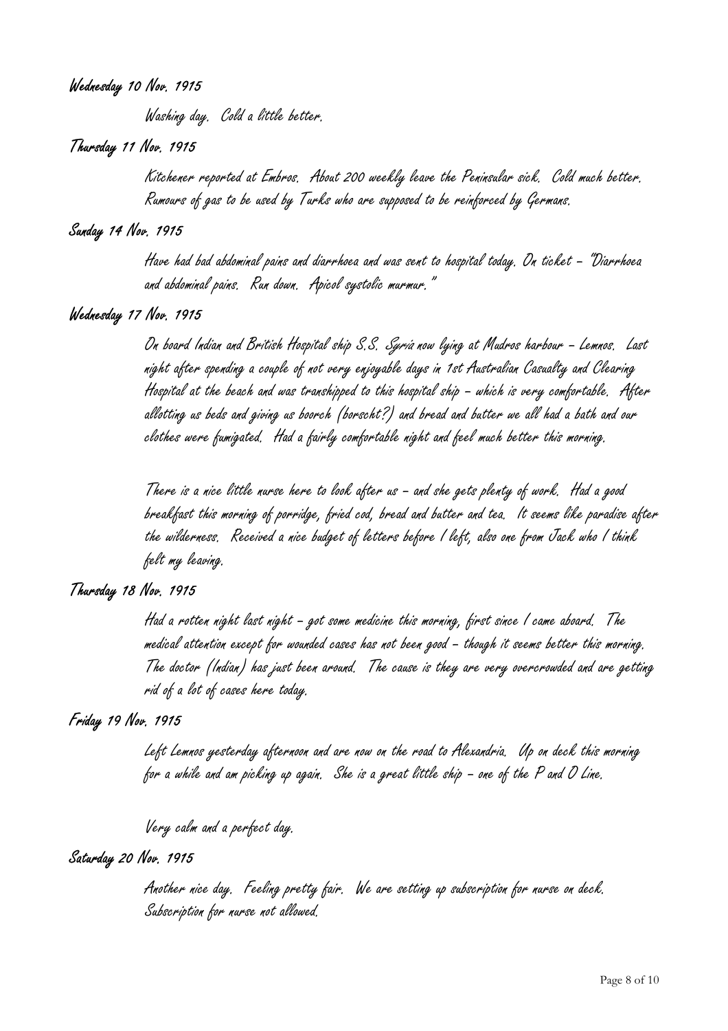**Wednesday 10 Nov. 1915**

Washing day. Cold a little better.

**Thursday 11 Nov. 1915**

Kitchener reported at Embros. About 200 weekly leave the Peninsular sick. Cold much better. Rumours of gas to be used by Turks who are supposed to be reinforced by Germans.

**Sunday 14 Nov. 1915**

Have had bad abdominal pains and diarrhoea and was sent to hospital today. On ticket – "Diarrhoea and abdominal pains. Run down. Apicol systolic murmur."

**Wednesday 17 Nov. 1915**

On board Indian and British Hospital ship S.S. *Syria* now lying at Mudros harbour – Lemnos. Last night after spending a couple of not very enjoyable days in 1st Australian Casualty and Clearing Hospital at the beach and was transhipped to this hospital ship – which is very comfortable. After allotting us beds and giving us boorch (borscht?) and bread and butter we all had a bath and our clothes were fumigated. Had a fairly comfortable night and feel much better this morning.

There is a nice little nurse here to look after us – and she gets plenty of work. Had a good breakfast this morning of porridge, fried cod, bread and butter and tea. It seems like paradise after the wilderness. Received a nice budget of letters before I left, also one from Jack who I think felt my leaving.

**Thursday 18 Nov. 1915**

Had a rotten night last night – got some medicine this morning, first since I came aboard. The medical attention except for wounded cases has not been good – though it seems better this morning. The doctor (Indian) has just been around. The cause is they are very overcrowded and are getting rid of a lot of cases here today.

**Friday 19 Nov. 1915**

Left Lemnos yesterday afternoon and are now on the road to Alexandria. Up on deck this morning for a while and am picking up again. She is a great little ship – one of the P and O Line.

Very calm and a perfect day.

**Saturday 20 Nov. 1915**

Another nice day. Feeling pretty fair. We are setting up subscription for nurse on deck. Subscription for nurse not allowed.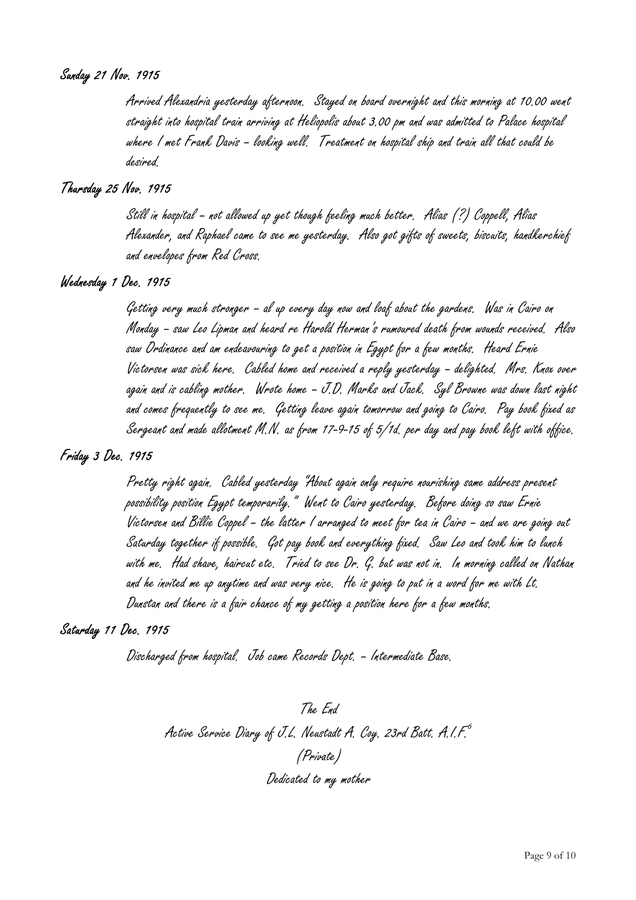**Sunday 21 Nov. 1915**

Arrived Alexandria yesterday afternoon. Stayed on board overnight and this morning at 10.00 went straight into hospital train arriving at Heliopolis about 3.00 pm and was admitted to Palace hospital where I met Frank Davis – looking well. Treatment on hospital ship and train all that could be desired.

**Thursday 25 Nov. 1915**

Still in hospital – not allowed up yet though feeling much better. Alias (?) Coppell, Alias Alexander, and Raphael came to see me yesterday. Also got gifts of sweets, biscuits, handkerchief and envelopes from Red Cross.

**Wednesday 1 Dec. 1915**

Getting very much stronger – al up every day now and loaf about the gardens. Was in Cairo on Monday – saw Leo Lipman and heard re Harold Herman's rumoured death from wounds received. Also saw Ordinance and am endeavouring to get a position in Egypt for a few months. Heard Ernie Victorsen was sick here. Cabled home and received a reply yesterday – delighted. Mrs. Knox over again and is cabling mother. Wrote home – J.D. Marks and Jack. Syl Browne was down last night and comes frequently to see me. Getting leave again tomorrow and going to Cairo. Pay book fixed as Sergeant and made allotment M.N. as from 17-9-15 of 5/1d. per day and pay book left with office.

**Friday 3 Dec. 1915**

Pretty right again. Cabled yesterday "About again only require nourishing same address present possibility position Egypt temporarily." Went to Cairo yesterday. Before doing so saw Ernie Victorsen and Billie Coppel – the latter I arranged to meet for tea in Cairo – and we are going out Saturday together if possible. Got pay book and everything fixed. Saw Leo and took him to lunch with me. Had shave, haircut etc. Tried to see Dr. G. but was not in. In morning called on Nathan and he invited me up anytime and was very nice. He is going to put in a word for me with Lt. Dunstan and there is a fair chance of my getting a position here for a few months.

**Saturday 11 Dec. 1915**

Discharged from hospital. Job came Records Dept. – Intermediate Base.

The End

Active Service Diary of J.L. Neustadt A. Coy. 23rd Batt. A.I.F.[6]

(Private)

Dedicated to my mother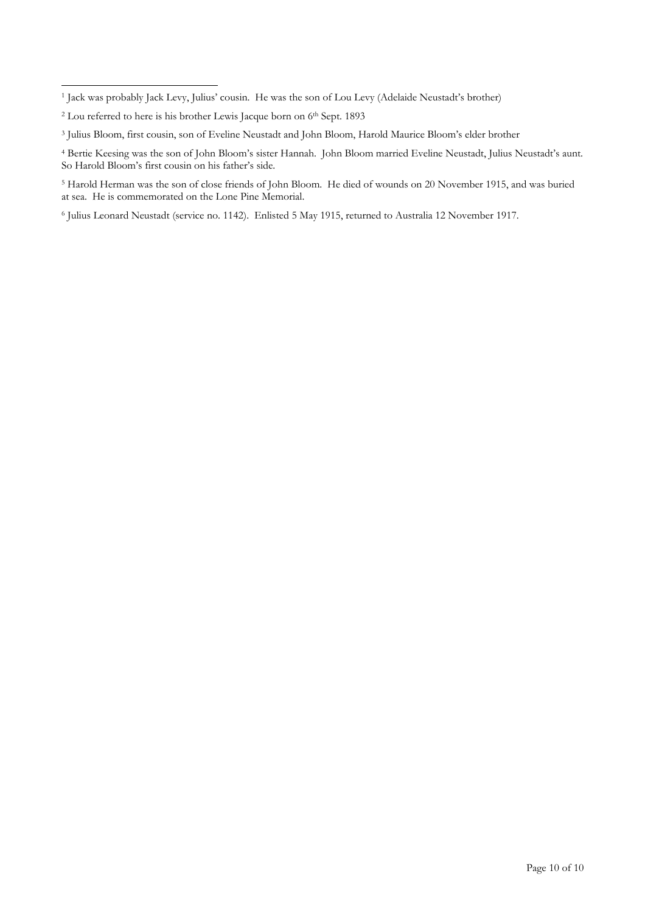[1] Jack was probably Jack Levy, Julius' cousin. He was the son of Lou Levy (Adelaide Neustadt's brother)

[2] Lou referred to here is his brother Lewis Jacque born on 6th Sept. 1893

[3] Julius Bloom, first cousin, son of Eveline Neustadt and John Bloom, Harold Maurice Bloom's elder brother

[4] Bertie Keesing was the son of John Bloom's sister Hannah. John Bloom married Eveline Neustadt, Julius Neustadt's aunt. So Harold Bloom's first cousin on his father's side.

[5] Harold Herman was the son of close friends of John Bloom. He died of wounds on 20 November 1915, and was buried at sea. He is commemorated on the Lone Pine Memorial.

[6] Julius Leonard Neustadt (service no. 1142). Enlisted 5 May 1915, returned to Australia 12 November 1917.